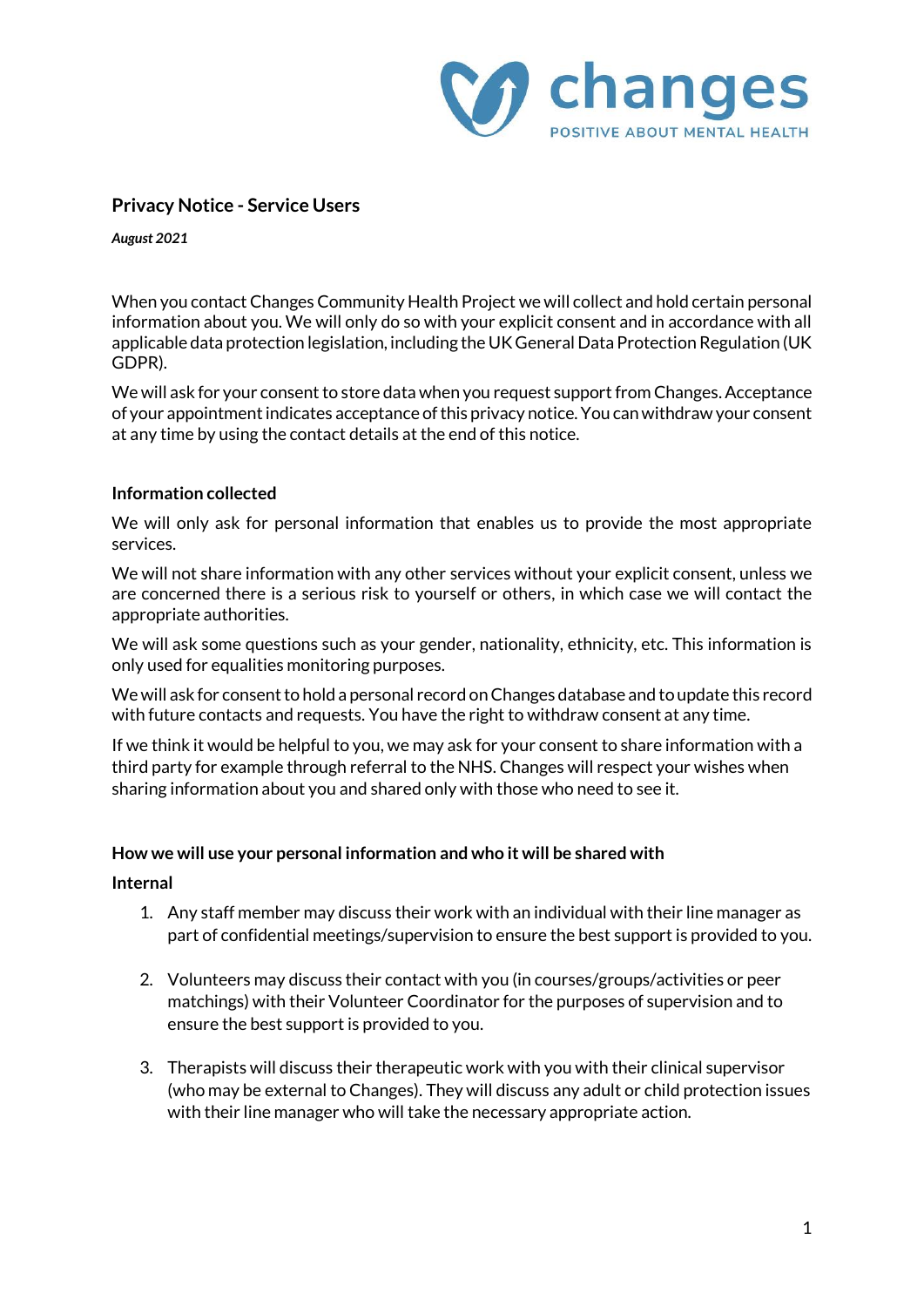changes
POSITIVE ABOUT MENTAL HEALTH

## Privacy Notice - Service Users

***August 2021***

When you contact Changes Community Health Project we will collect and hold certain personal information about you. We will only do so with your explicit consent and in accordance with all applicable data protection legislation, including the UK General Data Protection Regulation (UK GDPR).

We will ask for your consent to store data when you request support from Changes. Acceptance of your appointment indicates acceptance of this privacy notice. You can withdraw your consent at any time by using the contact details at the end of this notice.

### Information collected

We will only ask for personal information that enables us to provide the most appropriate services.

We will not share information with any other services without your explicit consent, unless we are concerned there is a serious risk to yourself or others, in which case we will contact the appropriate authorities.

We will ask some questions such as your gender, nationality, ethnicity, etc. This information is only used for equalities monitoring purposes.

We will ask for consent to hold a personal record on Changes database and to update this record with future contacts and requests. You have the right to withdraw consent at any time.

If we think it would be helpful to you, we may ask for your consent to share information with a third party for example through referral to the NHS. Changes will respect your wishes when sharing information about you and shared only with those who need to see it.

### How we will use your personal information and who it will be shared with

**Internal**

1. Any staff member may discuss their work with an individual with their line manager as part of confidential meetings/supervision to ensure the best support is provided to you.

2. Volunteers may discuss their contact with you (in courses/groups/activities or peer matchings) with their Volunteer Coordinator for the purposes of supervision and to ensure the best support is provided to you.

3. Therapists will discuss their therapeutic work with you with their clinical supervisor (who may be external to Changes). They will discuss any adult or child protection issues with their line manager who will take the necessary appropriate action.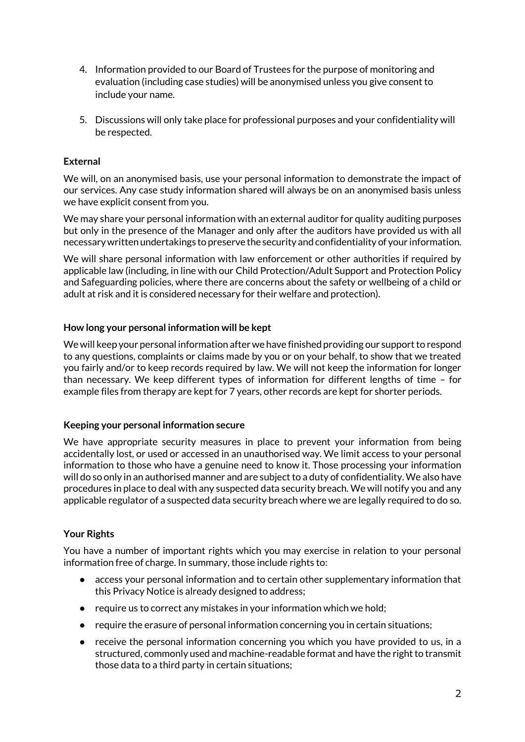4. Information provided to our Board of Trustees for the purpose of monitoring and evaluation (including case studies) will be anonymised unless you give consent to include your name.

5. Discussions will only take place for professional purposes and your confidentiality will be respected.

**External**

We will, on an anonymised basis, use your personal information to demonstrate the impact of our services. Any case study information shared will always be on an anonymised basis unless we have explicit consent from you.

We may share your personal information with an external auditor for quality auditing purposes but only in the presence of the Manager and only after the auditors have provided us with all necessary written undertakings to preserve the security and confidentiality of your information.

We will share personal information with law enforcement or other authorities if required by applicable law (including, in line with our Child Protection/Adult Support and Protection Policy and Safeguarding policies, where there are concerns about the safety or wellbeing of a child or adult at risk and it is considered necessary for their welfare and protection).

**How long your personal information will be kept**

We will keep your personal information after we have finished providing our support to respond to any questions, complaints or claims made by you or on your behalf, to show that we treated you fairly and/or to keep records required by law. We will not keep the information for longer than necessary. We keep different types of information for different lengths of time – for example files from therapy are kept for 7 years, other records are kept for shorter periods.

**Keeping your personal information secure**

We have appropriate security measures in place to prevent your information from being accidentally lost, or used or accessed in an unauthorised way. We limit access to your personal information to those who have a genuine need to know it. Those processing your information will do so only in an authorised manner and are subject to a duty of confidentiality. We also have procedures in place to deal with any suspected data security breach. We will notify you and any applicable regulator of a suspected data security breach where we are legally required to do so.

**Your Rights**

You have a number of important rights which you may exercise in relation to your personal information free of charge. In summary, those include rights to:

- access your personal information and to certain other supplementary information that this Privacy Notice is already designed to address;
- require us to correct any mistakes in your information which we hold;
- require the erasure of personal information concerning you in certain situations;
- receive the personal information concerning you which you have provided to us, in a structured, commonly used and machine-readable format and have the right to transmit those data to a third party in certain situations;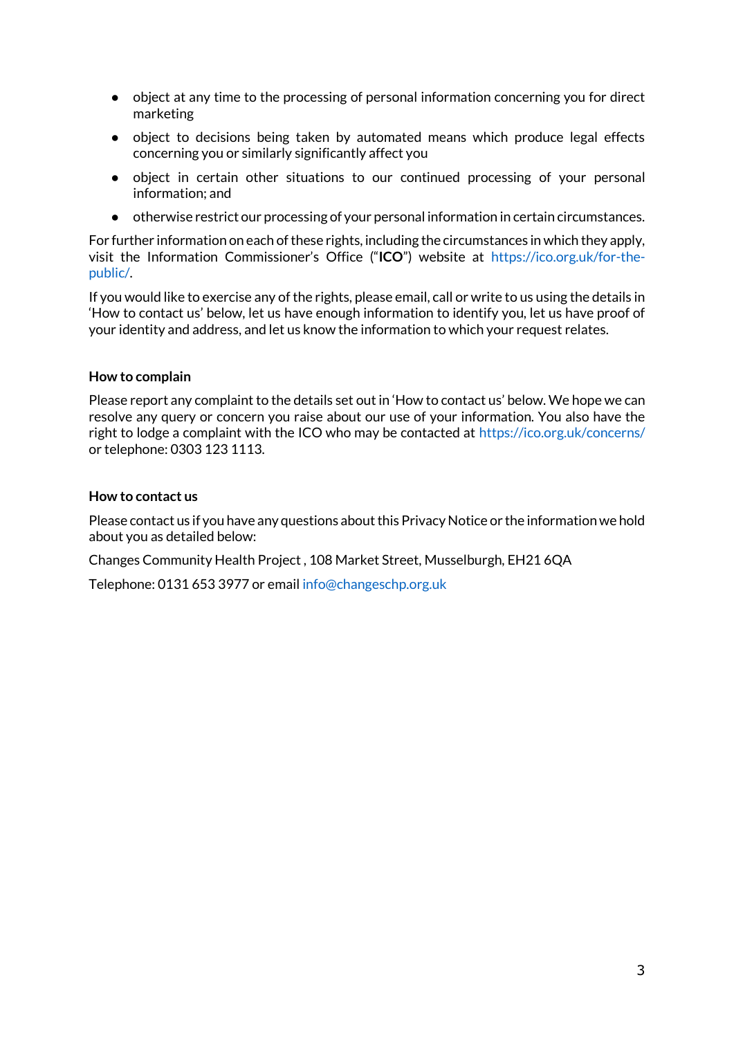- object at any time to the processing of personal information concerning you for direct marketing
- object to decisions being taken by automated means which produce legal effects concerning you or similarly significantly affect you
- object in certain other situations to our continued processing of your personal information; and
- otherwise restrict our processing of your personal information in certain circumstances.

For further information on each of these rights, including the circumstances in which they apply, visit the Information Commissioner's Office ("**ICO**") website at https://ico.org.uk/for-the-public/.

If you would like to exercise any of the rights, please email, call or write to us using the details in 'How to contact us' below, let us have enough information to identify you, let us have proof of your identity and address, and let us know the information to which your request relates.

### How to complain

Please report any complaint to the details set out in 'How to contact us' below. We hope we can resolve any query or concern you raise about our use of your information. You also have the right to lodge a complaint with the ICO who may be contacted at https://ico.org.uk/concerns/ or telephone: 0303 123 1113.

### How to contact us

Please contact us if you have any questions about this Privacy Notice or the information we hold about you as detailed below:

Changes Community Health Project , 108 Market Street, Musselburgh, EH21 6QA

Telephone: 0131 653 3977 or email info@changeschp.org.uk